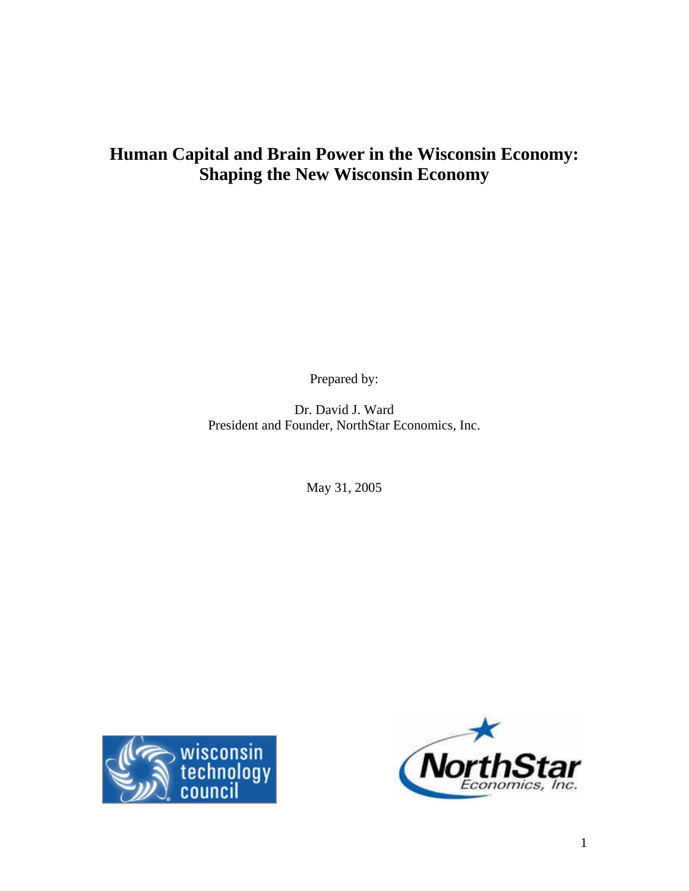# Human Capital and Brain Power in the Wisconsin Economy: Shaping the New Wisconsin Economy

Prepared by:

Dr. David J. Ward
President and Founder, NorthStar Economics, Inc.

May 31, 2005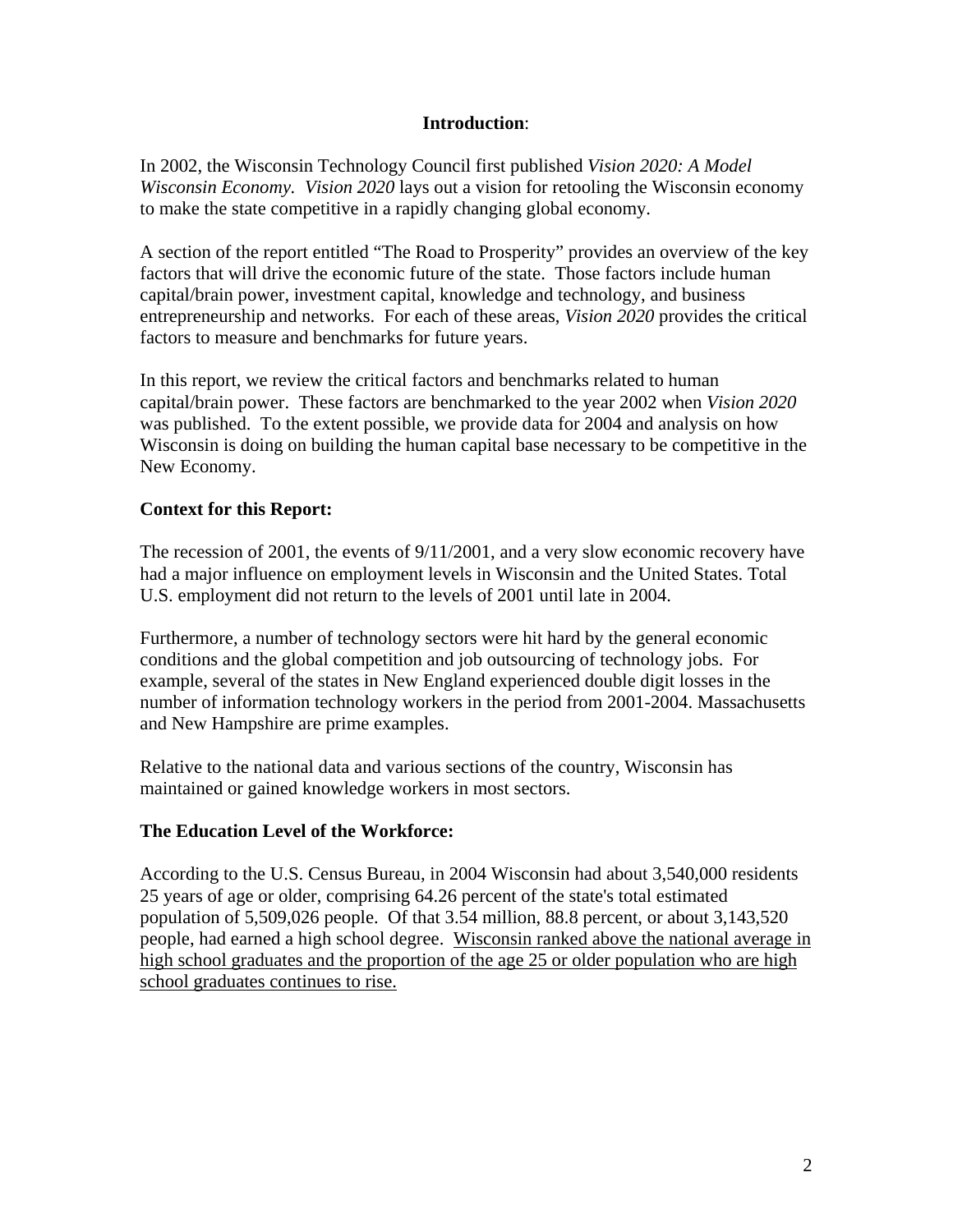## **Introduction**:

In 2002, the Wisconsin Technology Council first published *Vision 2020: A Model Wisconsin Economy.* *Vision 2020* lays out a vision for retooling the Wisconsin economy to make the state competitive in a rapidly changing global economy.

A section of the report entitled "The Road to Prosperity" provides an overview of the key factors that will drive the economic future of the state. Those factors include human capital/brain power, investment capital, knowledge and technology, and business entrepreneurship and networks. For each of these areas, *Vision 2020* provides the critical factors to measure and benchmarks for future years.

In this report, we review the critical factors and benchmarks related to human capital/brain power. These factors are benchmarked to the year 2002 when *Vision 2020* was published. To the extent possible, we provide data for 2004 and analysis on how Wisconsin is doing on building the human capital base necessary to be competitive in the New Economy.

### **Context for this Report:**

The recession of 2001, the events of 9/11/2001, and a very slow economic recovery have had a major influence on employment levels in Wisconsin and the United States. Total U.S. employment did not return to the levels of 2001 until late in 2004.

Furthermore, a number of technology sectors were hit hard by the general economic conditions and the global competition and job outsourcing of technology jobs. For example, several of the states in New England experienced double digit losses in the number of information technology workers in the period from 2001-2004. Massachusetts and New Hampshire are prime examples.

Relative to the national data and various sections of the country, Wisconsin has maintained or gained knowledge workers in most sectors.

### **The Education Level of the Workforce:**

According to the U.S. Census Bureau, in 2004 Wisconsin had about 3,540,000 residents 25 years of age or older, comprising 64.26 percent of the state's total estimated population of 5,509,026 people. Of that 3.54 million, 88.8 percent, or about 3,143,520 people, had earned a high school degree. <u>Wisconsin ranked above the national average in high school graduates and the proportion of the age 25 or older population who are high school graduates continues to rise.</u>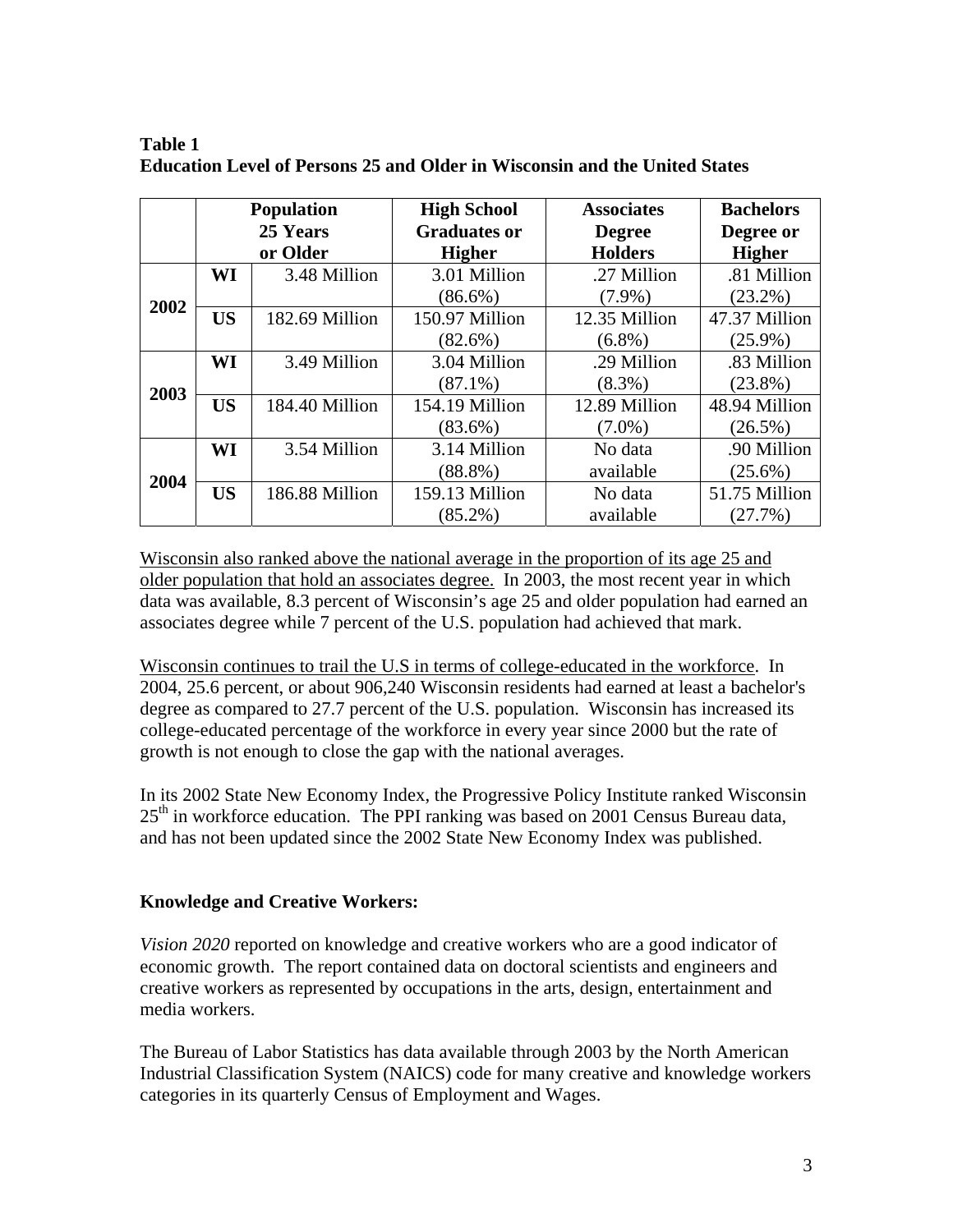**Table 1**
**Education Level of Persons 25 and Older in Wisconsin and the United States**

| | | Population 25 Years or Older | High School Graduates or Higher | Associates Degree Holders | Bachelors Degree or Higher |
|---|---|---|---|---|---|
| 2002 | WI | 3.48 Million | 3.01 Million (86.6%) | .27 Million (7.9%) | .81 Million (23.2%) |
| | US | 182.69 Million | 150.97 Million (82.6%) | 12.35 Million (6.8%) | 47.37 Million (25.9%) |
| 2003 | WI | 3.49 Million | 3.04 Million (87.1%) | .29 Million (8.3%) | .83 Million (23.8%) |
| | US | 184.40 Million | 154.19 Million (83.6%) | 12.89 Million (7.0%) | 48.94 Million (26.5%) |
| 2004 | WI | 3.54 Million | 3.14 Million (88.8%) | No data available | .90 Million (25.6%) |
| | US | 186.88 Million | 159.13 Million (85.2%) | No data available | 51.75 Million (27.7%) |

<u>Wisconsin also ranked above the national average in the proportion of its age 25 and older population that hold an associates degree.</u> In 2003, the most recent year in which data was available, 8.3 percent of Wisconsin's age 25 and older population had earned an associates degree while 7 percent of the U.S. population had achieved that mark.

<u>Wisconsin continues to trail the U.S in terms of college-educated in the workforce</u>. In 2004, 25.6 percent, or about 906,240 Wisconsin residents had earned at least a bachelor's degree as compared to 27.7 percent of the U.S. population. Wisconsin has increased its college-educated percentage of the workforce in every year since 2000 but the rate of growth is not enough to close the gap with the national averages.

In its 2002 State New Economy Index, the Progressive Policy Institute ranked Wisconsin 25th in workforce education. The PPI ranking was based on 2001 Census Bureau data, and has not been updated since the 2002 State New Economy Index was published.

### Knowledge and Creative Workers:

*Vision 2020* reported on knowledge and creative workers who are a good indicator of economic growth. The report contained data on doctoral scientists and engineers and creative workers as represented by occupations in the arts, design, entertainment and media workers.

The Bureau of Labor Statistics has data available through 2003 by the North American Industrial Classification System (NAICS) code for many creative and knowledge workers categories in its quarterly Census of Employment and Wages.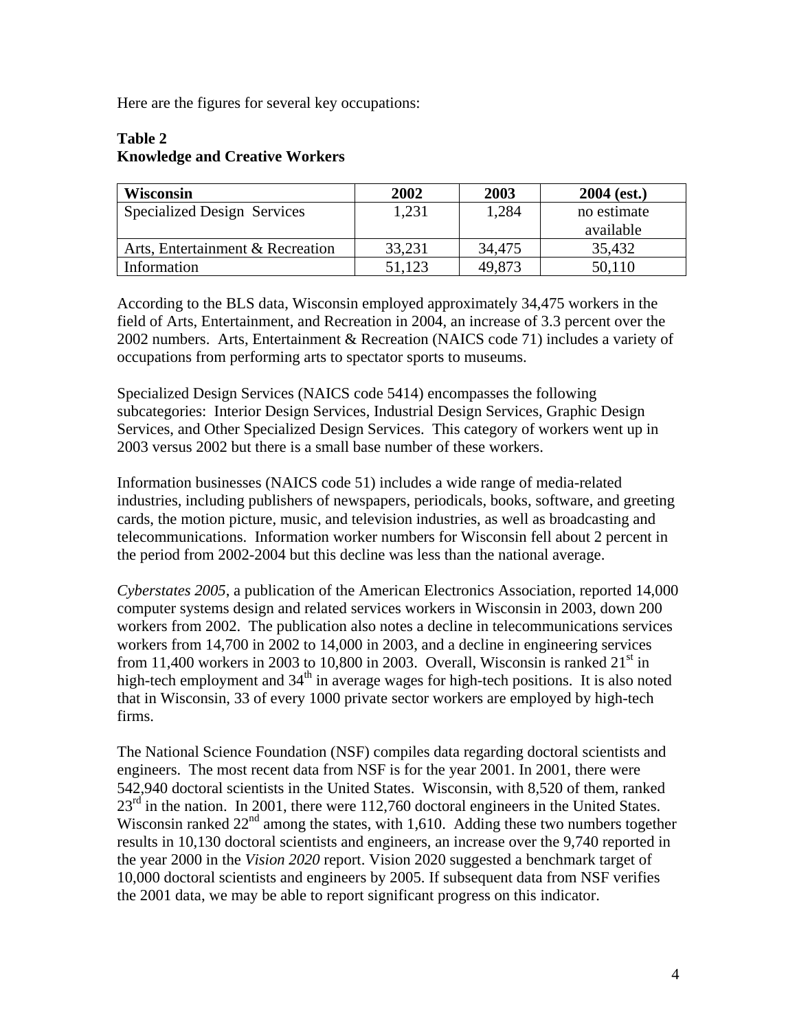Here are the figures for several key occupations:

**Table 2**
**Knowledge and Creative Workers**

| Wisconsin | 2002 | 2003 | 2004 (est.) |
|---|---|---|---|
| Specialized Design Services | 1,231 | 1,284 | no estimate available |
| Arts, Entertainment & Recreation | 33,231 | 34,475 | 35,432 |
| Information | 51,123 | 49,873 | 50,110 |

According to the BLS data, Wisconsin employed approximately 34,475 workers in the field of Arts, Entertainment, and Recreation in 2004, an increase of 3.3 percent over the 2002 numbers. Arts, Entertainment & Recreation (NAICS code 71) includes a variety of occupations from performing arts to spectator sports to museums.

Specialized Design Services (NAICS code 5414) encompasses the following subcategories: Interior Design Services, Industrial Design Services, Graphic Design Services, and Other Specialized Design Services. This category of workers went up in 2003 versus 2002 but there is a small base number of these workers.

Information businesses (NAICS code 51) includes a wide range of media-related industries, including publishers of newspapers, periodicals, books, software, and greeting cards, the motion picture, music, and television industries, as well as broadcasting and telecommunications. Information worker numbers for Wisconsin fell about 2 percent in the period from 2002-2004 but this decline was less than the national average.

*Cyberstates 2005*, a publication of the American Electronics Association, reported 14,000 computer systems design and related services workers in Wisconsin in 2003, down 200 workers from 2002. The publication also notes a decline in telecommunications services workers from 14,700 in 2002 to 14,000 in 2003, and a decline in engineering services from 11,400 workers in 2003 to 10,800 in 2003. Overall, Wisconsin is ranked 21st in high-tech employment and 34th in average wages for high-tech positions. It is also noted that in Wisconsin, 33 of every 1000 private sector workers are employed by high-tech firms.

The National Science Foundation (NSF) compiles data regarding doctoral scientists and engineers. The most recent data from NSF is for the year 2001. In 2001, there were 542,940 doctoral scientists in the United States. Wisconsin, with 8,520 of them, ranked 23rd in the nation. In 2001, there were 112,760 doctoral engineers in the United States. Wisconsin ranked 22nd among the states, with 1,610. Adding these two numbers together results in 10,130 doctoral scientists and engineers, an increase over the 9,740 reported in the year 2000 in the *Vision 2020* report. Vision 2020 suggested a benchmark target of 10,000 doctoral scientists and engineers by 2005. If subsequent data from NSF verifies the 2001 data, we may be able to report significant progress on this indicator.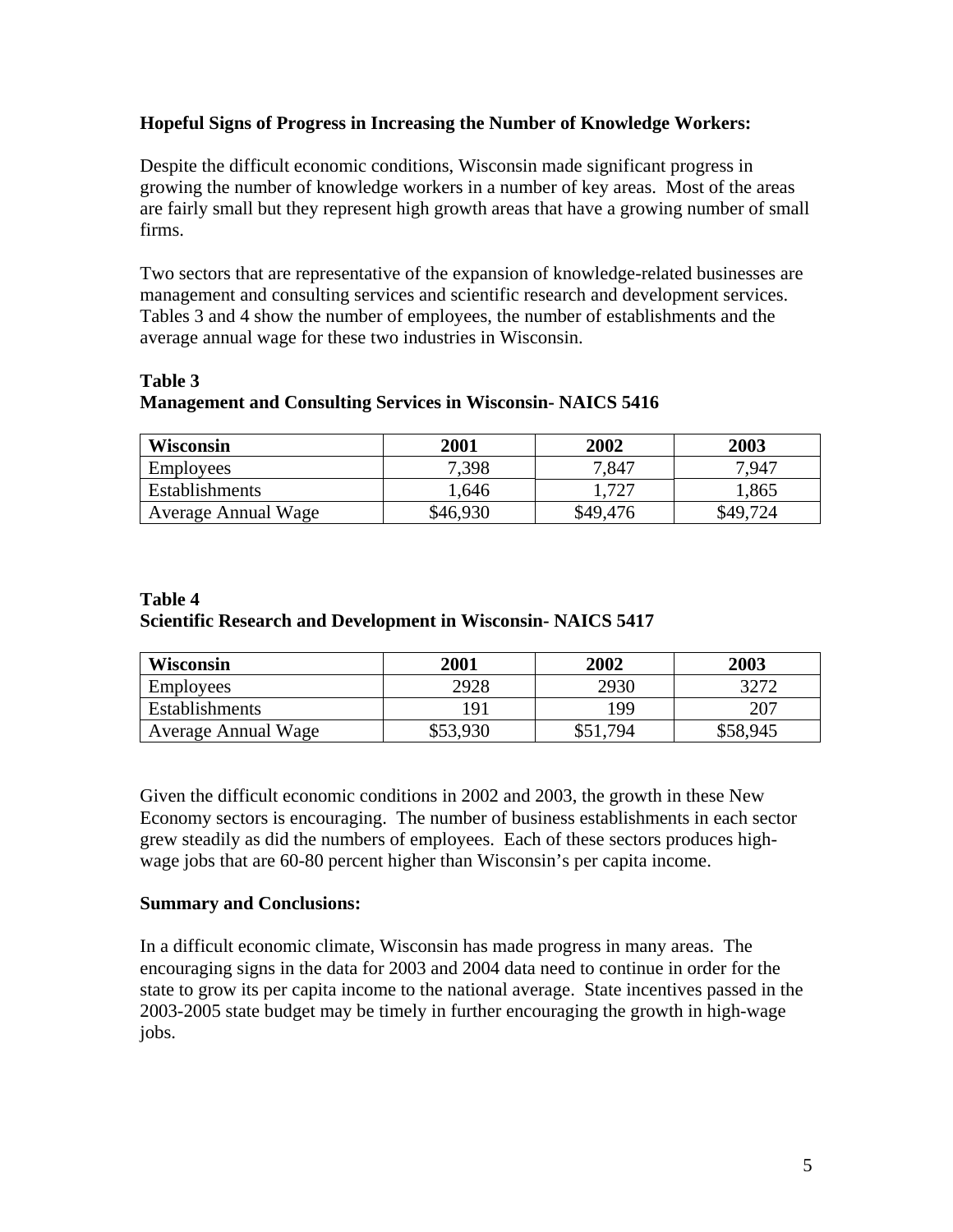**Hopeful Signs of Progress in Increasing the Number of Knowledge Workers:**

Despite the difficult economic conditions, Wisconsin made significant progress in growing the number of knowledge workers in a number of key areas. Most of the areas are fairly small but they represent high growth areas that have a growing number of small firms.

Two sectors that are representative of the expansion of knowledge-related businesses are management and consulting services and scientific research and development services. Tables 3 and 4 show the number of employees, the number of establishments and the average annual wage for these two industries in Wisconsin.

**Table 3**
**Management and Consulting Services in Wisconsin- NAICS 5416**

| Wisconsin | 2001 | 2002 | 2003 |
|---|---|---|---|
| Employees | 7,398 | 7,847 | 7,947 |
| Establishments | 1,646 | 1,727 | 1,865 |
| Average Annual Wage | $46,930 | $49,476 | $49,724 |

**Table 4**
**Scientific Research and Development in Wisconsin- NAICS 5417**

| Wisconsin | 2001 | 2002 | 2003 |
|---|---|---|---|
| Employees | 2928 | 2930 | 3272 |
| Establishments | 191 | 199 | 207 |
| Average Annual Wage | $53,930 | $51,794 | $58,945 |

Given the difficult economic conditions in 2002 and 2003, the growth in these New Economy sectors is encouraging. The number of business establishments in each sector grew steadily as did the numbers of employees. Each of these sectors produces high-wage jobs that are 60-80 percent higher than Wisconsin's per capita income.

**Summary and Conclusions:**

In a difficult economic climate, Wisconsin has made progress in many areas. The encouraging signs in the data for 2003 and 2004 data need to continue in order for the state to grow its per capita income to the national average. State incentives passed in the 2003-2005 state budget may be timely in further encouraging the growth in high-wage jobs.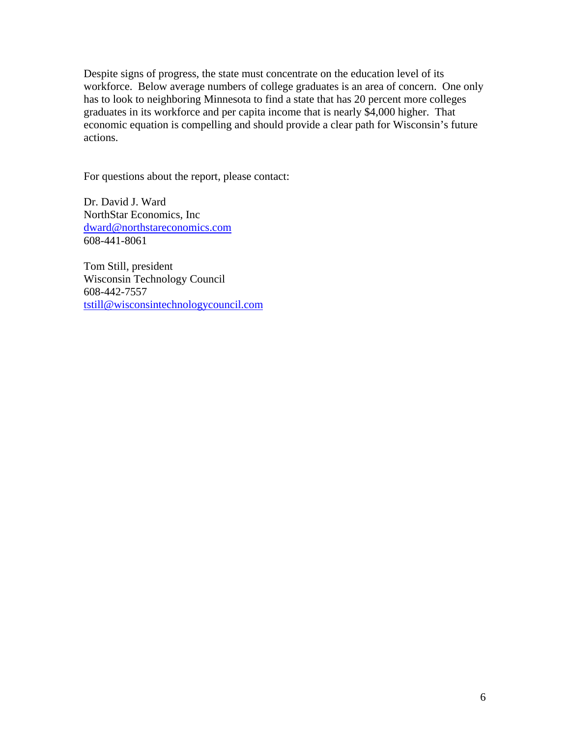Despite signs of progress, the state must concentrate on the education level of its workforce. Below average numbers of college graduates is an area of concern. One only has to look to neighboring Minnesota to find a state that has 20 percent more colleges graduates in its workforce and per capita income that is nearly $4,000 higher. That economic equation is compelling and should provide a clear path for Wisconsin's future actions.

For questions about the report, please contact:

Dr. David J. Ward  
NorthStar Economics, Inc  
dward@northstareconomics.com  
608-441-8061

Tom Still, president  
Wisconsin Technology Council  
608-442-7557  
tstill@wisconsintechnologycouncil.com